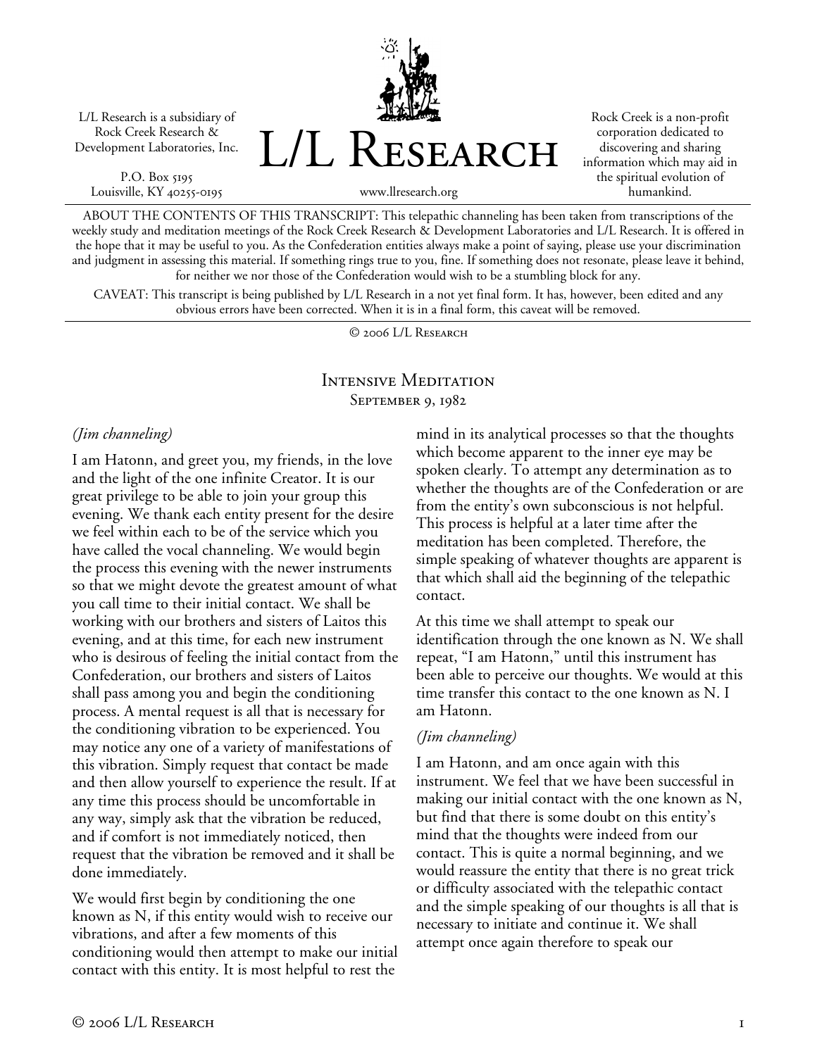L/L Research is a subsidiary of Rock Creek Research & Development Laboratories, Inc.

P.O. Box 5195
Louisville, KY 40255-0195

# L/L Research

www.llresearch.org

Rock Creek is a non-profit corporation dedicated to discovering and sharing information which may aid in the spiritual evolution of humankind.

ABOUT THE CONTENTS OF THIS TRANSCRIPT: This telepathic channeling has been taken from transcriptions of the weekly study and meditation meetings of the Rock Creek Research & Development Laboratories and L/L Research. It is offered in the hope that it may be useful to you. As the Confederation entities always make a point of saying, please use your discrimination and judgment in assessing this material. If something rings true to you, fine. If something does not resonate, please leave it behind, for neither we nor those of the Confederation would wish to be a stumbling block for any.

CAVEAT: This transcript is being published by L/L Research in a not yet final form. It has, however, been edited and any obvious errors have been corrected. When it is in a final form, this caveat will be removed.

© 2006 L/L Research

## Intensive Meditation
### September 9, 1982

*(Jim channeling)*

I am Hatonn, and greet you, my friends, in the love and the light of the one infinite Creator. It is our great privilege to be able to join your group this evening. We thank each entity present for the desire we feel within each to be of the service which you have called the vocal channeling. We would begin the process this evening with the newer instruments so that we might devote the greatest amount of what you call time to their initial contact. We shall be working with our brothers and sisters of Laitos this evening, and at this time, for each new instrument who is desirous of feeling the initial contact from the Confederation, our brothers and sisters of Laitos shall pass among you and begin the conditioning process. A mental request is all that is necessary for the conditioning vibration to be experienced. You may notice any one of a variety of manifestations of this vibration. Simply request that contact be made and then allow yourself to experience the result. If at any time this process should be uncomfortable in any way, simply ask that the vibration be reduced, and if comfort is not immediately noticed, then request that the vibration be removed and it shall be done immediately.

We would first begin by conditioning the one known as N, if this entity would wish to receive our vibrations, and after a few moments of this conditioning would then attempt to make our initial contact with this entity. It is most helpful to rest the mind in its analytical processes so that the thoughts which become apparent to the inner eye may be spoken clearly. To attempt any determination as to whether the thoughts are of the Confederation or are from the entity's own subconscious is not helpful. This process is helpful at a later time after the meditation has been completed. Therefore, the simple speaking of whatever thoughts are apparent is that which shall aid the beginning of the telepathic contact.

At this time we shall attempt to speak our identification through the one known as N. We shall repeat, "I am Hatonn," until this instrument has been able to perceive our thoughts. We would at this time transfer this contact to the one known as N. I am Hatonn.

*(Jim channeling)*

I am Hatonn, and am once again with this instrument. We feel that we have been successful in making our initial contact with the one known as N, but find that there is some doubt on this entity's mind that the thoughts were indeed from our contact. This is quite a normal beginning, and we would reassure the entity that there is no great trick or difficulty associated with the telepathic contact and the simple speaking of our thoughts is all that is necessary to initiate and continue it. We shall attempt once again therefore to speak our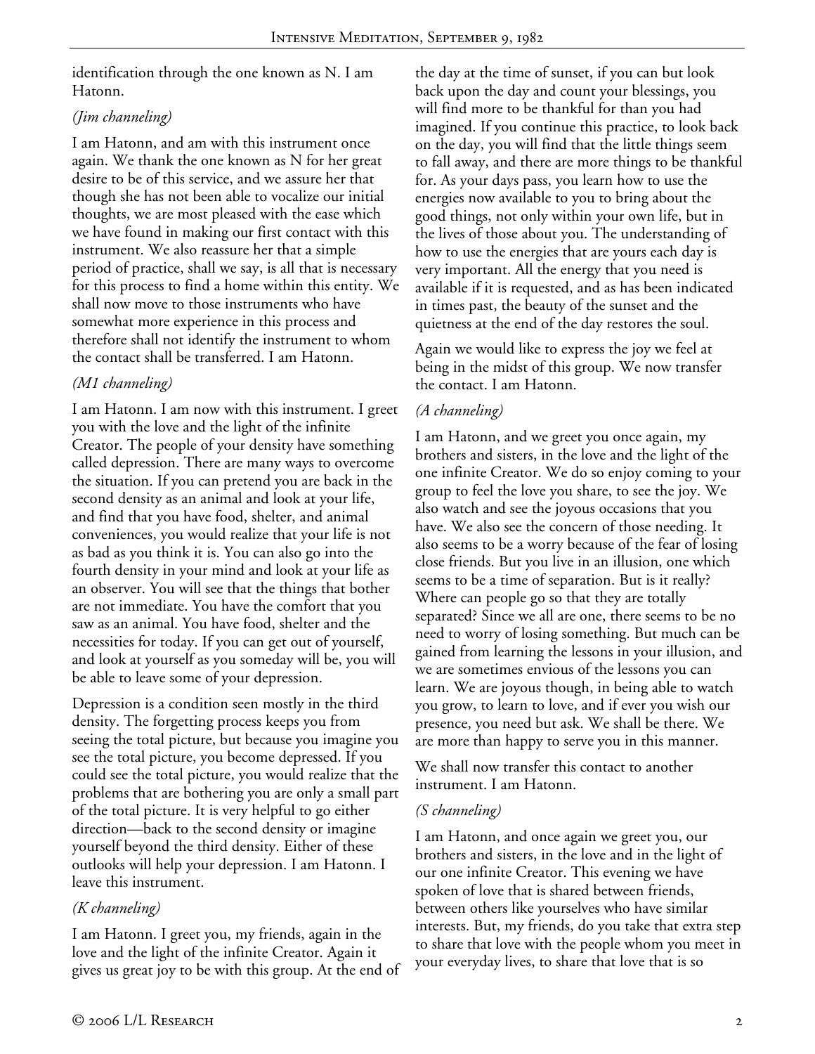identification through the one known as N. I am Hatonn.

*(Jim channeling)*

I am Hatonn, and am with this instrument once again. We thank the one known as N for her great desire to be of this service, and we assure her that though she has not been able to vocalize our initial thoughts, we are most pleased with the ease which we have found in making our first contact with this instrument. We also reassure her that a simple period of practice, shall we say, is all that is necessary for this process to find a home within this entity. We shall now move to those instruments who have somewhat more experience in this process and therefore shall not identify the instrument to whom the contact shall be transferred. I am Hatonn.

*(M1 channeling)*

I am Hatonn. I am now with this instrument. I greet you with the love and the light of the infinite Creator. The people of your density have something called depression. There are many ways to overcome the situation. If you can pretend you are back in the second density as an animal and look at your life, and find that you have food, shelter, and animal conveniences, you would realize that your life is not as bad as you think it is. You can also go into the fourth density in your mind and look at your life as an observer. You will see that the things that bother are not immediate. You have the comfort that you saw as an animal. You have food, shelter and the necessities for today. If you can get out of yourself, and look at yourself as you someday will be, you will be able to leave some of your depression.

Depression is a condition seen mostly in the third density. The forgetting process keeps you from seeing the total picture, but because you imagine you see the total picture, you become depressed. If you could see the total picture, you would realize that the problems that are bothering you are only a small part of the total picture. It is very helpful to go either direction—back to the second density or imagine yourself beyond the third density. Either of these outlooks will help your depression. I am Hatonn. I leave this instrument.

*(K channeling)*

I am Hatonn. I greet you, my friends, again in the love and the light of the infinite Creator. Again it gives us great joy to be with this group. At the end of the day at the time of sunset, if you can but look back upon the day and count your blessings, you will find more to be thankful for than you had imagined. If you continue this practice, to look back on the day, you will find that the little things seem to fall away, and there are more things to be thankful for. As your days pass, you learn how to use the energies now available to you to bring about the good things, not only within your own life, but in the lives of those about you. The understanding of how to use the energies that are yours each day is very important. All the energy that you need is available if it is requested, and as has been indicated in times past, the beauty of the sunset and the quietness at the end of the day restores the soul.

Again we would like to express the joy we feel at being in the midst of this group. We now transfer the contact. I am Hatonn.

*(A channeling)*

I am Hatonn, and we greet you once again, my brothers and sisters, in the love and the light of the one infinite Creator. We do so enjoy coming to your group to feel the love you share, to see the joy. We also watch and see the joyous occasions that you have. We also see the concern of those needing. It also seems to be a worry because of the fear of losing close friends. But you live in an illusion, one which seems to be a time of separation. But is it really? Where can people go so that they are totally separated? Since we all are one, there seems to be no need to worry of losing something. But much can be gained from learning the lessons in your illusion, and we are sometimes envious of the lessons you can learn. We are joyous though, in being able to watch you grow, to learn to love, and if ever you wish our presence, you need but ask. We shall be there. We are more than happy to serve you in this manner.

We shall now transfer this contact to another instrument. I am Hatonn.

*(S channeling)*

I am Hatonn, and once again we greet you, our brothers and sisters, in the love and in the light of our one infinite Creator. This evening we have spoken of love that is shared between friends, between others like yourselves who have similar interests. But, my friends, do you take that extra step to share that love with the people whom you meet in your everyday lives, to share that love that is so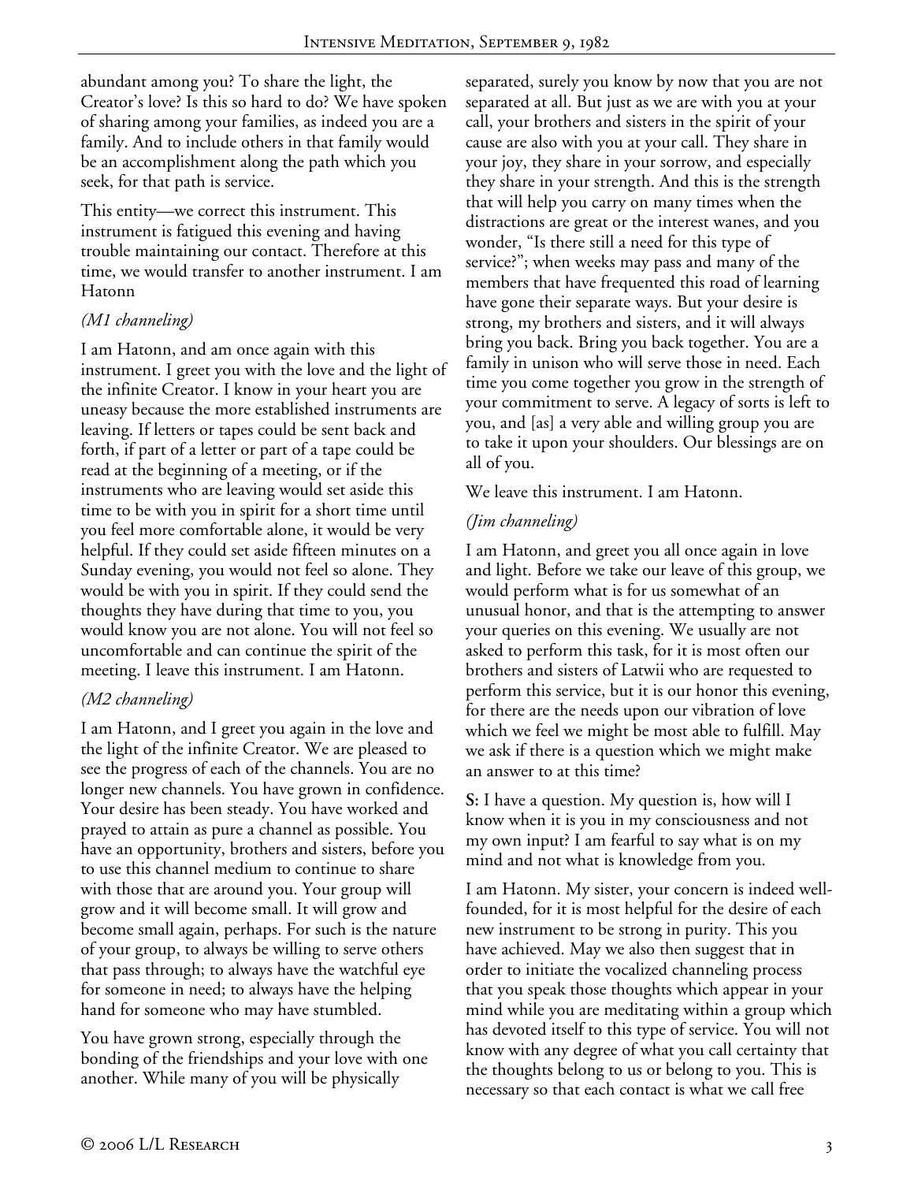abundant among you? To share the light, the Creator's love? Is this so hard to do? We have spoken of sharing among your families, as indeed you are a family. And to include others in that family would be an accomplishment along the path which you seek, for that path is service.

This entity—we correct this instrument. This instrument is fatigued this evening and having trouble maintaining our contact. Therefore at this time, we would transfer to another instrument. I am Hatonn

*(M1 channeling)*

I am Hatonn, and am once again with this instrument. I greet you with the love and the light of the infinite Creator. I know in your heart you are uneasy because the more established instruments are leaving. If letters or tapes could be sent back and forth, if part of a letter or part of a tape could be read at the beginning of a meeting, or if the instruments who are leaving would set aside this time to be with you in spirit for a short time until you feel more comfortable alone, it would be very helpful. If they could set aside fifteen minutes on a Sunday evening, you would not feel so alone. They would be with you in spirit. If they could send the thoughts they have during that time to you, you would know you are not alone. You will not feel so uncomfortable and can continue the spirit of the meeting. I leave this instrument. I am Hatonn.

*(M2 channeling)*

I am Hatonn, and I greet you again in the love and the light of the infinite Creator. We are pleased to see the progress of each of the channels. You are no longer new channels. You have grown in confidence. Your desire has been steady. You have worked and prayed to attain as pure a channel as possible. You have an opportunity, brothers and sisters, before you to use this channel medium to continue to share with those that are around you. Your group will grow and it will become small. It will grow and become small again, perhaps. For such is the nature of your group, to always be willing to serve others that pass through; to always have the watchful eye for someone in need; to always have the helping hand for someone who may have stumbled.

You have grown strong, especially through the bonding of the friendships and your love with one another. While many of you will be physically separated, surely you know by now that you are not separated at all. But just as we are with you at your call, your brothers and sisters in the spirit of your cause are also with you at your call. They share in your joy, they share in your sorrow, and especially they share in your strength. And this is the strength that will help you carry on many times when the distractions are great or the interest wanes, and you wonder, "Is there still a need for this type of service?"; when weeks may pass and many of the members that have frequented this road of learning have gone their separate ways. But your desire is strong, my brothers and sisters, and it will always bring you back. Bring you back together. You are a family in unison who will serve those in need. Each time you come together you grow in the strength of your commitment to serve. A legacy of sorts is left to you, and [as] a very able and willing group you are to take it upon your shoulders. Our blessings are on all of you.

We leave this instrument. I am Hatonn.

*(Jim channeling)*

I am Hatonn, and greet you all once again in love and light. Before we take our leave of this group, we would perform what is for us somewhat of an unusual honor, and that is the attempting to answer your queries on this evening. We usually are not asked to perform this task, for it is most often our brothers and sisters of Latwii who are requested to perform this service, but it is our honor this evening, for there are the needs upon our vibration of love which we feel we might be most able to fulfill. May we ask if there is a question which we might make an answer to at this time?

**S:** I have a question. My question is, how will I know when it is you in my consciousness and not my own input? I am fearful to say what is on my mind and not what is knowledge from you.

I am Hatonn. My sister, your concern is indeed well-founded, for it is most helpful for the desire of each new instrument to be strong in purity. This you have achieved. May we also then suggest that in order to initiate the vocalized channeling process that you speak those thoughts which appear in your mind while you are meditating within a group which has devoted itself to this type of service. You will not know with any degree of what you call certainty that the thoughts belong to us or belong to you. This is necessary so that each contact is what we call free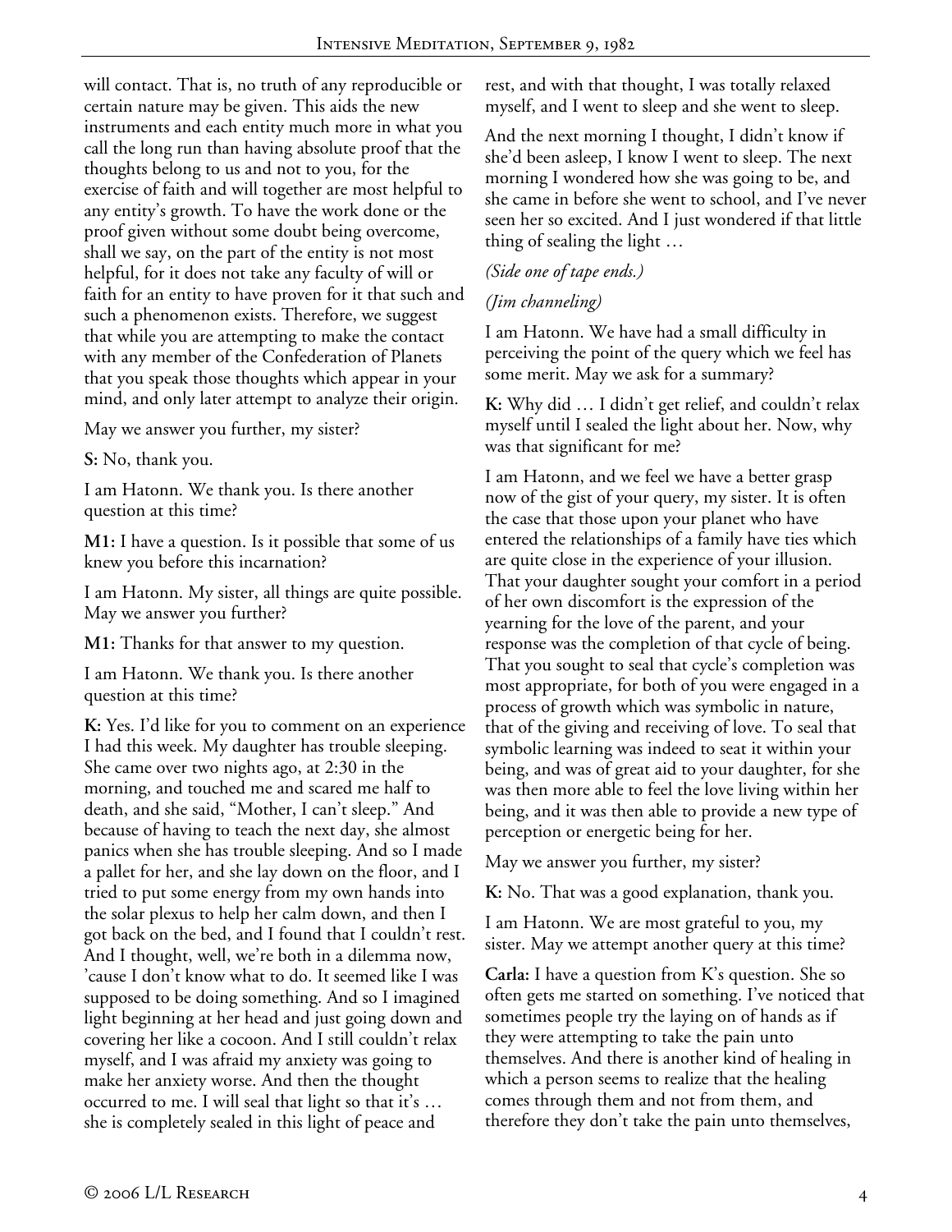will contact. That is, no truth of any reproducible or certain nature may be given. This aids the new instruments and each entity much more in what you call the long run than having absolute proof that the thoughts belong to us and not to you, for the exercise of faith and will together are most helpful to any entity's growth. To have the work done or the proof given without some doubt being overcome, shall we say, on the part of the entity is not most helpful, for it does not take any faculty of will or faith for an entity to have proven for it that such and such a phenomenon exists. Therefore, we suggest that while you are attempting to make the contact with any member of the Confederation of Planets that you speak those thoughts which appear in your mind, and only later attempt to analyze their origin.

May we answer you further, my sister?

**S:** No, thank you.

I am Hatonn. We thank you. Is there another question at this time?

**M1:** I have a question. Is it possible that some of us knew you before this incarnation?

I am Hatonn. My sister, all things are quite possible. May we answer you further?

**M1:** Thanks for that answer to my question.

I am Hatonn. We thank you. Is there another question at this time?

**K:** Yes. I'd like for you to comment on an experience I had this week. My daughter has trouble sleeping. She came over two nights ago, at 2:30 in the morning, and touched me and scared me half to death, and she said, "Mother, I can't sleep." And because of having to teach the next day, she almost panics when she has trouble sleeping. And so I made a pallet for her, and she lay down on the floor, and I tried to put some energy from my own hands into the solar plexus to help her calm down, and then I got back on the bed, and I found that I couldn't rest. And I thought, well, we're both in a dilemma now, 'cause I don't know what to do. It seemed like I was supposed to be doing something. And so I imagined light beginning at her head and just going down and covering her like a cocoon. And I still couldn't relax myself, and I was afraid my anxiety was going to make her anxiety worse. And then the thought occurred to me. I will seal that light so that it's … she is completely sealed in this light of peace and rest, and with that thought, I was totally relaxed myself, and I went to sleep and she went to sleep.

And the next morning I thought, I didn't know if she'd been asleep, I know I went to sleep. The next morning I wondered how she was going to be, and she came in before she went to school, and I've never seen her so excited. And I just wondered if that little thing of sealing the light …

*(Side one of tape ends.)*

*(Jim channeling)*

I am Hatonn. We have had a small difficulty in perceiving the point of the query which we feel has some merit. May we ask for a summary?

**K:** Why did … I didn't get relief, and couldn't relax myself until I sealed the light about her. Now, why was that significant for me?

I am Hatonn, and we feel we have a better grasp now of the gist of your query, my sister. It is often the case that those upon your planet who have entered the relationships of a family have ties which are quite close in the experience of your illusion. That your daughter sought your comfort in a period of her own discomfort is the expression of the yearning for the love of the parent, and your response was the completion of that cycle of being. That you sought to seal that cycle's completion was most appropriate, for both of you were engaged in a process of growth which was symbolic in nature, that of the giving and receiving of love. To seal that symbolic learning was indeed to seat it within your being, and was of great aid to your daughter, for she was then more able to feel the love living within her being, and it was then able to provide a new type of perception or energetic being for her.

May we answer you further, my sister?

**K:** No. That was a good explanation, thank you.

I am Hatonn. We are most grateful to you, my sister. May we attempt another query at this time?

**Carla:** I have a question from K's question. She so often gets me started on something. I've noticed that sometimes people try the laying on of hands as if they were attempting to take the pain unto themselves. And there is another kind of healing in which a person seems to realize that the healing comes through them and not from them, and therefore they don't take the pain unto themselves,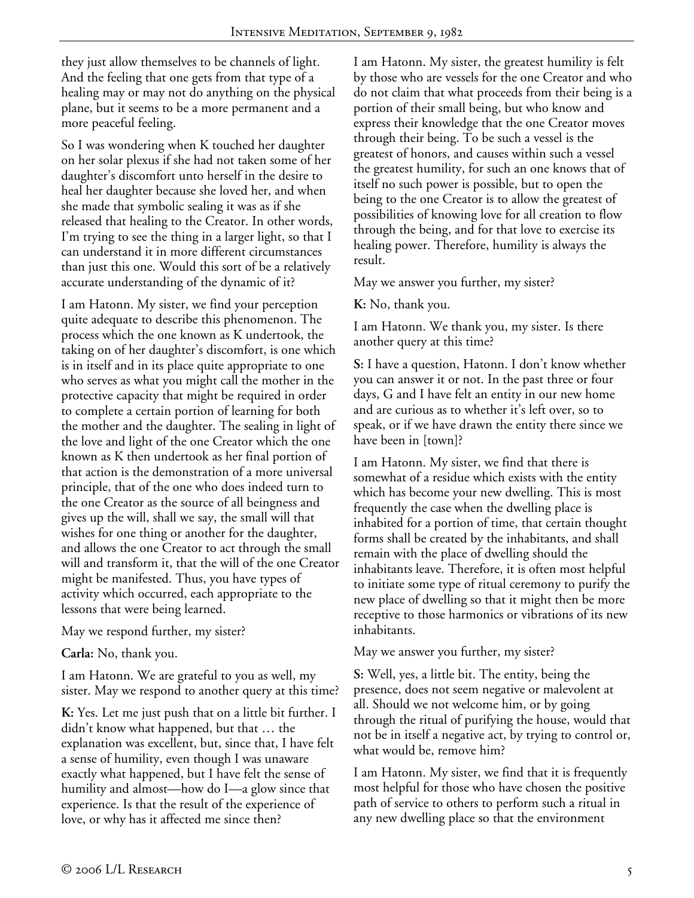they just allow themselves to be channels of light. And the feeling that one gets from that type of a healing may or may not do anything on the physical plane, but it seems to be a more permanent and a more peaceful feeling.

So I was wondering when K touched her daughter on her solar plexus if she had not taken some of her daughter's discomfort unto herself in the desire to heal her daughter because she loved her, and when she made that symbolic sealing it was as if she released that healing to the Creator. In other words, I'm trying to see the thing in a larger light, so that I can understand it in more different circumstances than just this one. Would this sort of be a relatively accurate understanding of the dynamic of it?

I am Hatonn. My sister, we find your perception quite adequate to describe this phenomenon. The process which the one known as K undertook, the taking on of her daughter's discomfort, is one which is in itself and in its place quite appropriate to one who serves as what you might call the mother in the protective capacity that might be required in order to complete a certain portion of learning for both the mother and the daughter. The sealing in light of the love and light of the one Creator which the one known as K then undertook as her final portion of that action is the demonstration of a more universal principle, that of the one who does indeed turn to the one Creator as the source of all beingness and gives up the will, shall we say, the small will that wishes for one thing or another for the daughter, and allows the one Creator to act through the small will and transform it, that the will of the one Creator might be manifested. Thus, you have types of activity which occurred, each appropriate to the lessons that were being learned.

May we respond further, my sister?

**Carla:** No, thank you.

I am Hatonn. We are grateful to you as well, my sister. May we respond to another query at this time?

**K:** Yes. Let me just push that on a little bit further. I didn't know what happened, but that … the explanation was excellent, but, since that, I have felt a sense of humility, even though I was unaware exactly what happened, but I have felt the sense of humility and almost—how do I—a glow since that experience. Is that the result of the experience of love, or why has it affected me since then?

I am Hatonn. My sister, the greatest humility is felt by those who are vessels for the one Creator and who do not claim that what proceeds from their being is a portion of their small being, but who know and express their knowledge that the one Creator moves through their being. To be such a vessel is the greatest of honors, and causes within such a vessel the greatest humility, for such an one knows that of itself no such power is possible, but to open the being to the one Creator is to allow the greatest of possibilities of knowing love for all creation to flow through the being, and for that love to exercise its healing power. Therefore, humility is always the result.

May we answer you further, my sister?

**K:** No, thank you.

I am Hatonn. We thank you, my sister. Is there another query at this time?

**S:** I have a question, Hatonn. I don't know whether you can answer it or not. In the past three or four days, G and I have felt an entity in our new home and are curious as to whether it's left over, so to speak, or if we have drawn the entity there since we have been in [town]?

I am Hatonn. My sister, we find that there is somewhat of a residue which exists with the entity which has become your new dwelling. This is most frequently the case when the dwelling place is inhabited for a portion of time, that certain thought forms shall be created by the inhabitants, and shall remain with the place of dwelling should the inhabitants leave. Therefore, it is often most helpful to initiate some type of ritual ceremony to purify the new place of dwelling so that it might then be more receptive to those harmonics or vibrations of its new inhabitants.

May we answer you further, my sister?

**S:** Well, yes, a little bit. The entity, being the presence, does not seem negative or malevolent at all. Should we not welcome him, or by going through the ritual of purifying the house, would that not be in itself a negative act, by trying to control or, what would be, remove him?

I am Hatonn. My sister, we find that it is frequently most helpful for those who have chosen the positive path of service to others to perform such a ritual in any new dwelling place so that the environment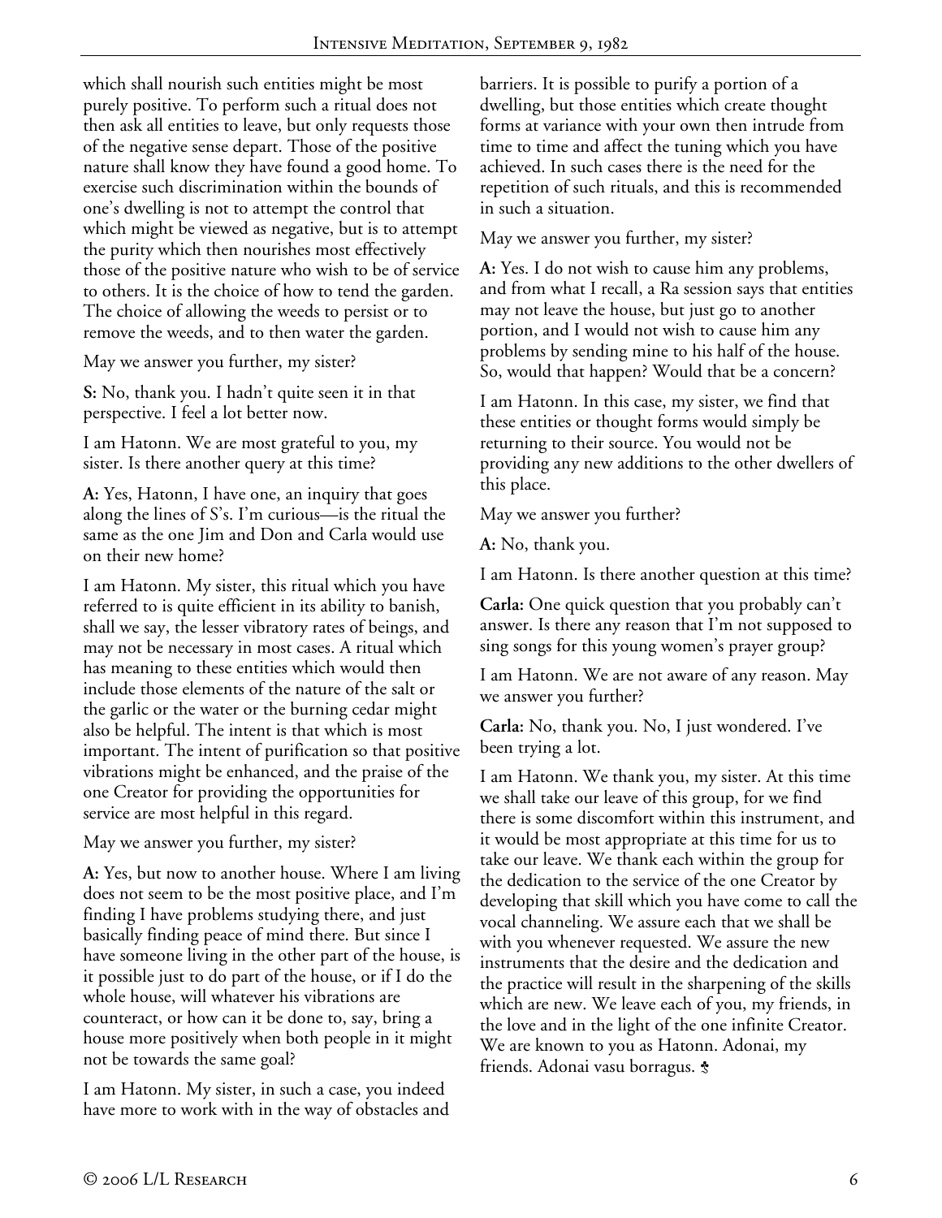which shall nourish such entities might be most purely positive. To perform such a ritual does not then ask all entities to leave, but only requests those of the negative sense depart. Those of the positive nature shall know they have found a good home. To exercise such discrimination within the bounds of one's dwelling is not to attempt the control that which might be viewed as negative, but is to attempt the purity which then nourishes most effectively those of the positive nature who wish to be of service to others. It is the choice of how to tend the garden. The choice of allowing the weeds to persist or to remove the weeds, and to then water the garden.

May we answer you further, my sister?

**S:** No, thank you. I hadn't quite seen it in that perspective. I feel a lot better now.

I am Hatonn. We are most grateful to you, my sister. Is there another query at this time?

**A:** Yes, Hatonn, I have one, an inquiry that goes along the lines of S's. I'm curious—is the ritual the same as the one Jim and Don and Carla would use on their new home?

I am Hatonn. My sister, this ritual which you have referred to is quite efficient in its ability to banish, shall we say, the lesser vibratory rates of beings, and may not be necessary in most cases. A ritual which has meaning to these entities which would then include those elements of the nature of the salt or the garlic or the water or the burning cedar might also be helpful. The intent is that which is most important. The intent of purification so that positive vibrations might be enhanced, and the praise of the one Creator for providing the opportunities for service are most helpful in this regard.

May we answer you further, my sister?

**A:** Yes, but now to another house. Where I am living does not seem to be the most positive place, and I'm finding I have problems studying there, and just basically finding peace of mind there. But since I have someone living in the other part of the house, is it possible just to do part of the house, or if I do the whole house, will whatever his vibrations are counteract, or how can it be done to, say, bring a house more positively when both people in it might not be towards the same goal?

I am Hatonn. My sister, in such a case, you indeed have more to work with in the way of obstacles and barriers. It is possible to purify a portion of a dwelling, but those entities which create thought forms at variance with your own then intrude from time to time and affect the tuning which you have achieved. In such cases there is the need for the repetition of such rituals, and this is recommended in such a situation.

May we answer you further, my sister?

**A:** Yes. I do not wish to cause him any problems, and from what I recall, a Ra session says that entities may not leave the house, but just go to another portion, and I would not wish to cause him any problems by sending mine to his half of the house. So, would that happen? Would that be a concern?

I am Hatonn. In this case, my sister, we find that these entities or thought forms would simply be returning to their source. You would not be providing any new additions to the other dwellers of this place.

May we answer you further?

**A:** No, thank you.

I am Hatonn. Is there another question at this time?

**Carla:** One quick question that you probably can't answer. Is there any reason that I'm not supposed to sing songs for this young women's prayer group?

I am Hatonn. We are not aware of any reason. May we answer you further?

**Carla:** No, thank you. No, I just wondered. I've been trying a lot.

I am Hatonn. We thank you, my sister. At this time we shall take our leave of this group, for we find there is some discomfort within this instrument, and it would be most appropriate at this time for us to take our leave. We thank each within the group for the dedication to the service of the one Creator by developing that skill which you have come to call the vocal channeling. We assure each that we shall be with you whenever requested. We assure the new instruments that the desire and the dedication and the practice will result in the sharpening of the skills which are new. We leave each of you, my friends, in the love and in the light of the one infinite Creator. We are known to you as Hatonn. Adonai, my friends. Adonai vasu borragus. ♣